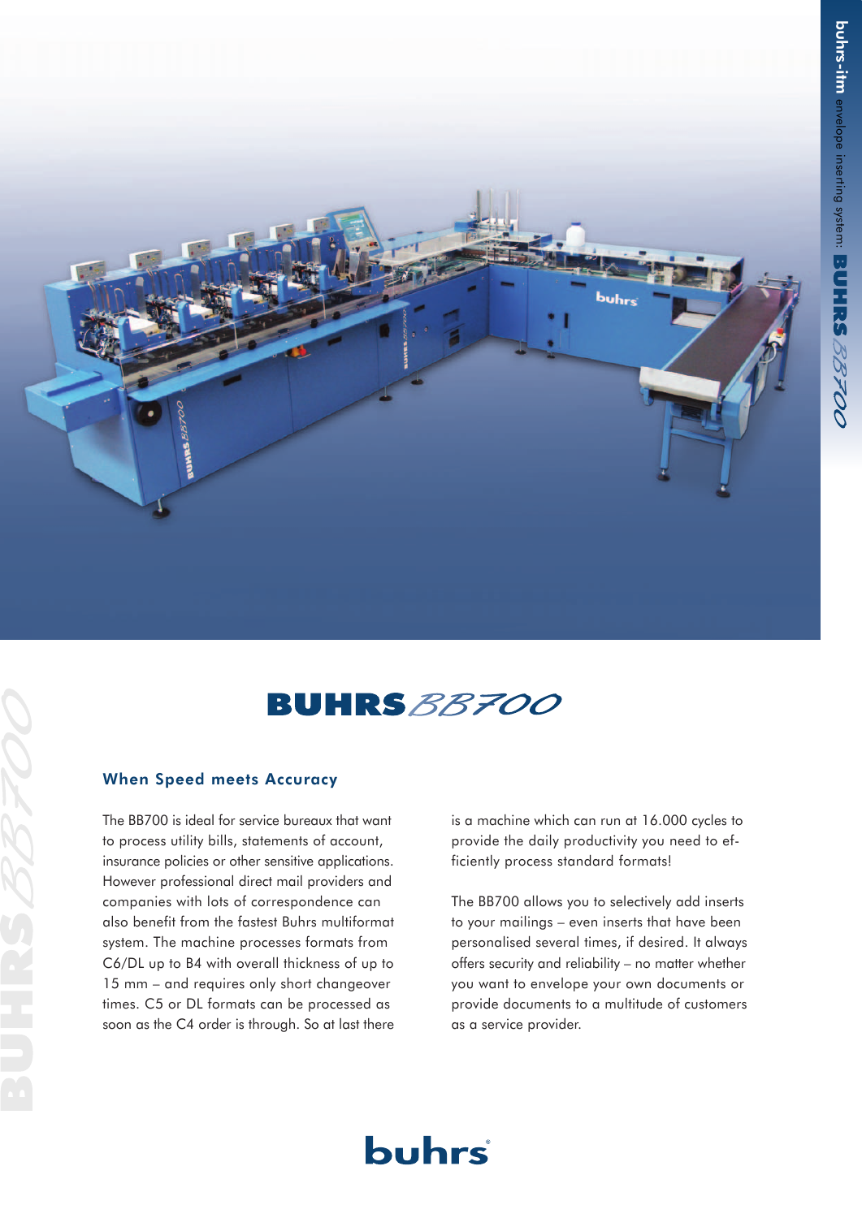# BUHRS BB700

## When Speed meets Accuracy

The BB700 is ideal for service bureaux that want to process utility bills, statements of account, insurance policies or other sensitive applications. However professional direct mail providers and companies with lots of correspondence can also benefit from the fastest Buhrs multiformat system. The machine processes formats from C6/DL up to B4 with overall thickness of up to 15 mm – and requires only short changeover times. C5 or DL formats can be processed as soon as the C4 order is through. So at last there is a machine which can run at 16.000 cycles to provide the daily productivity you need to efficiently process standard formats!

The BB700 allows you to selectively add inserts to your mailings – even inserts that have been personalised several times, if desired. It always offers security and reliability – no matter whether you want to envelope your own documents or provide documents to a multitude of customers as a service provider.

buhrs®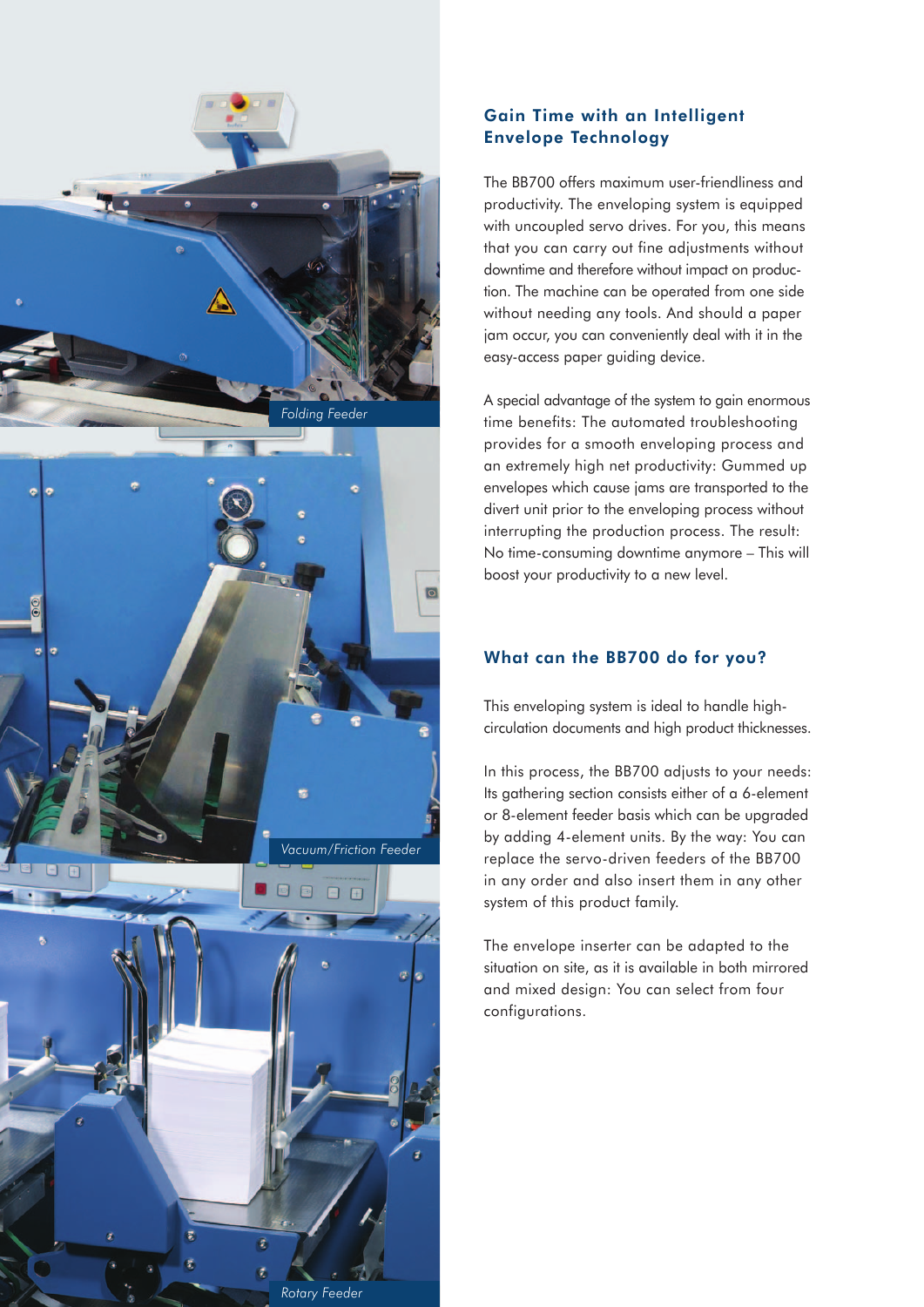Folding Feeder

Vacuum/Friction Feeder

Rotary Feeder

## Gain Time with an Intelligent Envelope Technology

The BB700 offers maximum user-friendliness and productivity. The enveloping system is equipped with uncoupled servo drives. For you, this means that you can carry out fine adjustments without downtime and therefore without impact on production. The machine can be operated from one side without needing any tools. And should a paper jam occur, you can conveniently deal with it in the easy-access paper guiding device.

A special advantage of the system to gain enormous time benefits: The automated troubleshooting provides for a smooth enveloping process and an extremely high net productivity: Gummed up envelopes which cause jams are transported to the divert unit prior to the enveloping process without interrupting the production process. The result: No time-consuming downtime anymore – This will boost your productivity to a new level.

## What can the BB700 do for you?

This enveloping system is ideal to handle high-circulation documents and high product thicknesses.

In this process, the BB700 adjusts to your needs: Its gathering section consists either of a 6-element or 8-element feeder basis which can be upgraded by adding 4-element units. By the way: You can replace the servo-driven feeders of the BB700 in any order and also insert them in any other system of this product family.

The envelope inserter can be adapted to the situation on site, as it is available in both mirrored and mixed design: You can select from four configurations.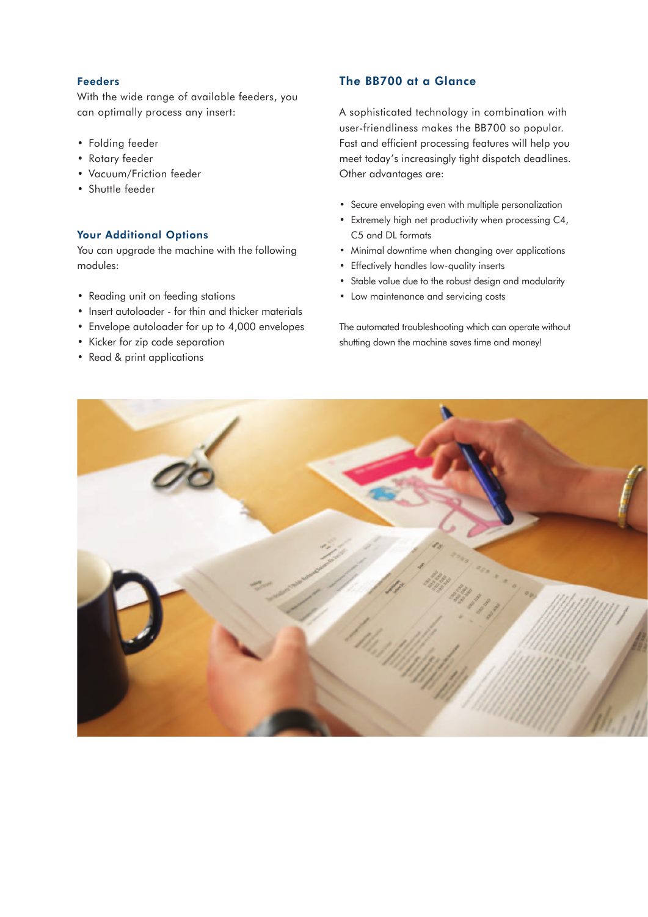### Feeders

With the wide range of available feeders, you can optimally process any insert:

- Folding feeder
- Rotary feeder
- Vacuum/Friction feeder
- Shuttle feeder

### Your Additional Options

You can upgrade the machine with the following modules:

- Reading unit on feeding stations
- Insert autoloader - for thin and thicker materials
- Envelope autoloader for up to 4,000 envelopes
- Kicker for zip code separation
- Read & print applications

### The BB700 at a Glance

A sophisticated technology in combination with user-friendliness makes the BB700 so popular. Fast and efficient processing features will help you meet today's increasingly tight dispatch deadlines. Other advantages are:

- Secure enveloping even with multiple personalization
- Extremely high net productivity when processing C4, C5 and DL formats
- Minimal downtime when changing over applications
- Effectively handles low-quality inserts
- Stable value due to the robust design and modularity
- Low maintenance and servicing costs

The automated troubleshooting which can operate without shutting down the machine saves time and money!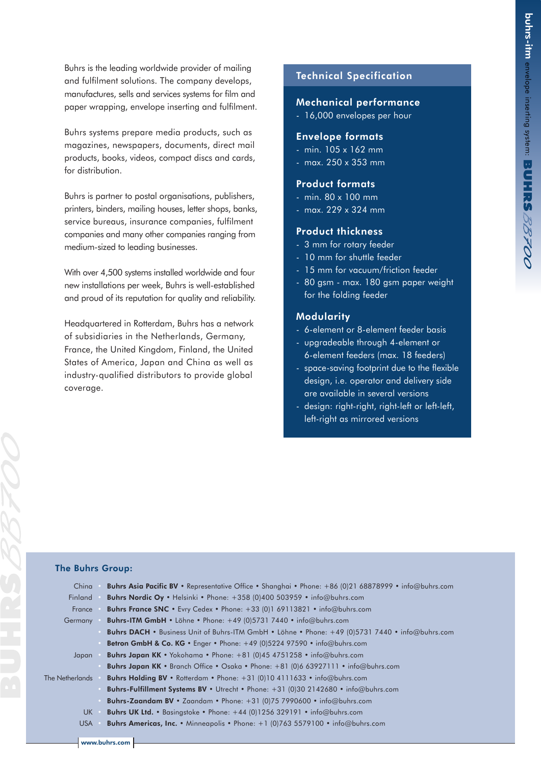Buhrs is the leading worldwide provider of mailing and fulfilment solutions. The company develops, manufactures, sells and services systems for film and paper wrapping, envelope inserting and fulfilment.

Buhrs systems prepare media products, such as magazines, newspapers, documents, direct mail products, books, videos, compact discs and cards, for distribution.

Buhrs is partner to postal organisations, publishers, printers, binders, mailing houses, letter shops, banks, service bureaus, insurance companies, fulfilment companies and many other companies ranging from medium-sized to leading businesses.

With over 4,500 systems installed worldwide and four new installations per week, Buhrs is well-established and proud of its reputation for quality and reliability.

Headquartered in Rotterdam, Buhrs has a network of subsidiaries in the Netherlands, Germany, France, the United Kingdom, Finland, the United States of America, Japan and China as well as industry-qualified distributors to provide global coverage.

## Technical Specification

### Mechanical performance

- 16,000 envelopes per hour

### Envelope formats

- min. 105 x 162 mm
- max. 250 x 353 mm

### Product formats

- min. 80 x 100 mm
- max. 229 x 324 mm

### Product thickness

- 3 mm for rotary feeder
- 10 mm for shuttle feeder
- 15 mm for vacuum/friction feeder
- 80 gsm - max. 180 gsm paper weight for the folding feeder

### Modularity

- 6-element or 8-element feeder basis
- upgradeable through 4-element or 6-element feeders (max. 18 feeders)
- space-saving footprint due to the flexible design, i.e. operator and delivery side are available in several versions
- design: right-right, right-left or left-left, left-right as mirrored versions

## The Buhrs Group:

China • **Buhrs Asia Pacific BV** • Representative Office • Shanghai • Phone: +86 (0)21 68878999 • info@buhrs.com

Finland • **Buhrs Nordic Oy** • Helsinki • Phone: +358 (0)400 503959 • info@buhrs.com

France • **Buhrs France SNC** • Evry Cedex • Phone: +33 (0)1 69113821 • info@buhrs.com

Germany • **Buhrs-ITM GmbH** • Löhne • Phone: +49 (0)5731 7440 • info@buhrs.com

• **Buhrs DACH** • Business Unit of Buhrs-ITM GmbH • Löhne • Phone: +49 (0)5731 7440 • info@buhrs.com

• **Betron GmbH & Co. KG** • Enger • Phone: +49 (0)5224 97590 • info@buhrs.com

Japan • **Buhrs Japan KK** • Yokohama • Phone: +81 (0)45 4751258 • info@buhrs.com

• **Buhrs Japan KK** • Branch Office • Osaka • Phone: +81 (0)6 63927111 • info@buhrs.com

The Netherlands • **Buhrs Holding BV** • Rotterdam • Phone: +31 (0)10 4111633 • info@buhrs.com

• **Buhrs-Fulfillment Systems BV** • Utrecht • Phone: +31 (0)30 2142680 • info@buhrs.com

• **Buhrs-Zaandam BV** • Zaandam • Phone: +31 (0)75 7990600 • info@buhrs.com

UK • **Buhrs UK Ltd.** • Basingstoke • Phone: +44 (0)1256 329191 • info@buhrs.com

USA • **Buhrs Americas, Inc.** • Minneapolis • Phone: +1 (0)763 5579100 • info@buhrs.com

www.buhrs.com